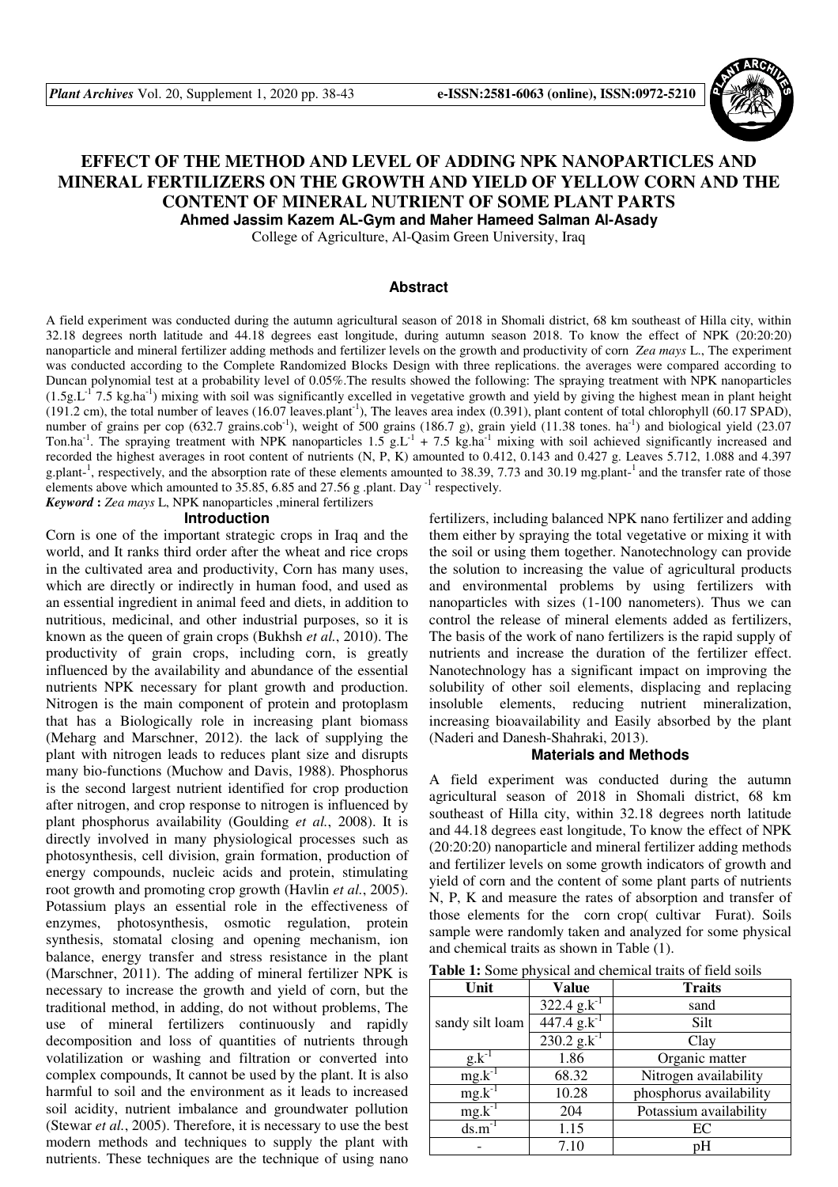# EFFECT OF THE METHOD AND LEVEL OF ADDING NPK NANOPARTICLES AND MINERAL FERTILIZERS ON THE GROWTH AND YIELD OF YELLOW CORN AND THE CONTENT OF MINERAL NUTRIENT OF SOME PLANT PARTS

**Ahmed Jassim Kazem AL-Gym and Maher Hameed Salman Al-Asady**

College of Agriculture, Al-Qasim Green University, Iraq

## Abstract

A field experiment was conducted during the autumn agricultural season of 2018 in Shomali district, 68 km southeast of Hilla city, within 32.18 degrees north latitude and 44.18 degrees east longitude, during autumn season 2018. To know the effect of NPK (20:20:20) nanoparticle and mineral fertilizer adding methods and fertilizer levels on the growth and productivity of corn *Zea mays* L., The experiment was conducted according to the Complete Randomized Blocks Design with three replications. the averages were compared according to Duncan polynomial test at a probability level of 0.05%.The results showed the following: The spraying treatment with NPK nanoparticles ($1.5 g.L^{-1}$ $7.5 kg.ha^{-1}$) mixing with soil was significantly excelled in vegetative growth and yield by giving the highest mean in plant height (191.2 cm), the total number of leaves ($16.07 leaves.plant^{-1}$), The leaves area index (0.391), plant content of total chlorophyll (60.17 SPAD), number of grains per cep ($632.7 grains.cob^{-1}$), weight of 500 grains (186.7 g), grain yield ($11.38 tones. ha^{-1}$) and biological yield ($23.07 Ton.ha^{-1}$. The spraying treatment with NPK nanoparticles $1.5 g.L^{-1}$ + $7.5 kg.ha^{-1}$ mixing with soil achieved significantly increased and recorded the highest averages in root content of nutrients (N, P, K) amounted to 0.412, 0.143 and 0.427 g. Leaves 5.712, 1.088 and 4.397 $g.plant^{-1}$, respectively, and the absorption rate of these elements amounted to 38.39, 7.73 and 30.19 $mg.plant^{-1}$ and the transfer rate of those elements above which amounted to 35.85, 6.85 and 27.56 g .plant. $Day^{-1}$ respectively.

***Keyword*** **:** *Zea mays* L, NPK nanoparticles ,mineral fertilizers

## Introduction

Corn is one of the important strategic crops in Iraq and the world, and It ranks third order after the wheat and rice crops in the cultivated area and productivity, Corn has many uses, which are directly or indirectly in human food, and used as an essential ingredient in animal feed and diets, in addition to nutritious, medicinal, and other industrial purposes, so it is known as the queen of grain crops (Bukhsh *et al.*, 2010). The productivity of grain crops, including corn, is greatly influenced by the availability and abundance of the essential nutrients NPK necessary for plant growth and production. Nitrogen is the main component of protein and protoplasm that has a Biologically role in increasing plant biomass (Meharg and Marschner, 2012). the lack of supplying the plant with nitrogen leads to reduces plant size and disrupts many bio-functions (Muchow and Davis, 1988). Phosphorus is the second largest nutrient identified for crop production after nitrogen, and crop response to nitrogen is influenced by plant phosphorus availability (Goulding *et al.*, 2008). It is directly involved in many physiological processes such as photosynthesis, cell division, grain formation, production of energy compounds, nucleic acids and protein, stimulating root growth and promoting crop growth (Havlin *et al.*, 2005). Potassium plays an essential role in the effectiveness of enzymes, photosynthesis, osmotic regulation, protein synthesis, stomatal closing and opening mechanism, ion balance, energy transfer and stress resistance in the plant (Marschner, 2011). The adding of mineral fertilizer NPK is necessary to increase the growth and yield of corn, but the traditional method, in adding, do not without problems, The use of mineral fertilizers continuously and rapidly decomposition and loss of quantities of nutrients through volatilization or washing and filtration or converted into complex compounds, It cannot be used by the plant. It is also harmful to soil and the environment as it leads to increased soil acidity, nutrient imbalance and groundwater pollution (Stewar *et al.*, 2005). Therefore, it is necessary to use the best modern methods and techniques to supply the plant with nutrients. These techniques are the technique of using nano fertilizers, including balanced NPK nano fertilizer and adding them either by spraying the total vegetative or mixing it with the soil or using them together. Nanotechnology can provide the solution to increasing the value of agricultural products and environmental problems by using fertilizers with nanoparticles with sizes (1-100 nanometers). Thus we can control the release of mineral elements added as fertilizers, The basis of the work of nano fertilizers is the rapid supply of nutrients and increase the duration of the fertilizer effect. Nanotechnology has a significant impact on improving the solubility of other soil elements, displacing and replacing insoluble elements, reducing nutrient mineralization, increasing bioavailability and Easily absorbed by the plant (Naderi and Danesh-Shahraki, 2013).

## Materials and Methods

A field experiment was conducted during the autumn agricultural season of 2018 in Shomali district, 68 km southeast of Hilla city, within 32.18 degrees north latitude and 44.18 degrees east longitude, To know the effect of NPK (20:20:20) nanoparticle and mineral fertilizer adding methods and fertilizer levels on some growth indicators of growth and yield of corn and the content of some plant parts of nutrients N, P, K and measure the rates of absorption and transfer of those elements for the corn crop( cultivar Furat). Soils sample were randomly taken and analyzed for some physical and chemical traits as shown in Table (1).

**Table 1:** Some physical and chemical traits of field soils

| Unit | Value | Traits |
|---|---|---|
| sandy silt loam | $322.4 g.k^{-1}$ | sand |
| | $447.4 g.k^{-1}$ | Silt |
| | $230.2 g.k^{-1}$ | Clay |
| $g.k^{-1}$ | 1.86 | Organic matter |
| $mg.k^{-1}$ | 68.32 | Nitrogen availability |
| $mg.k^{-1}$ | 10.28 | phosphorus availability |
| $mg.k^{-1}$ | 204 | Potassium availability |
| $ds.m^{-1}$ | 1.15 | EC |
| - | 7.10 | pH |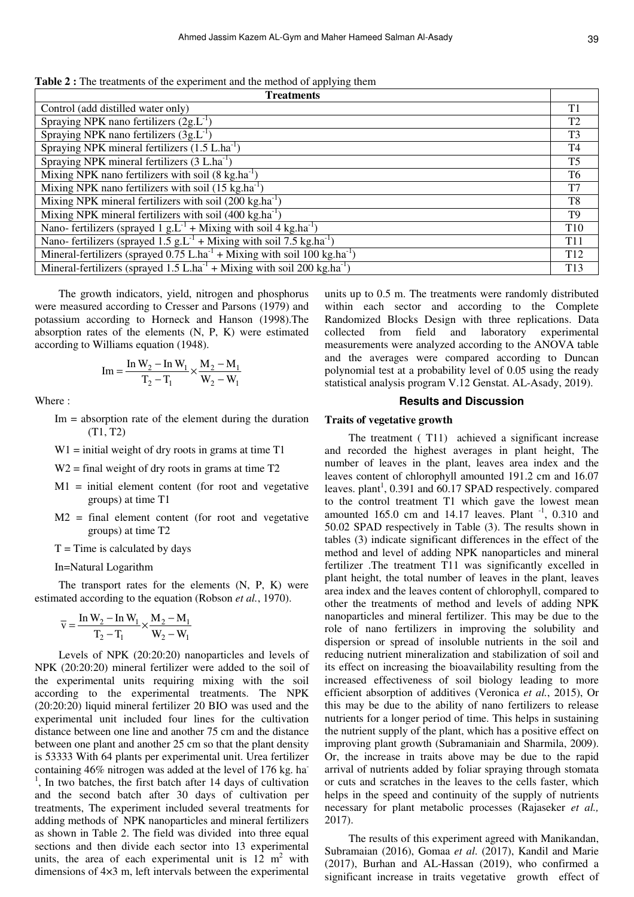**Table 2 :** The treatments of the experiment and the method of applying them

| Treatments | |
|---|---|
| Control (add distilled water only) | T1 |
| Spraying NPK nano fertilizers ($2g.L^{-1}$) | T2 |
| Spraying NPK nano fertilizers ($3g.L^{-1}$) | T3 |
| Spraying NPK mineral fertilizers ($1.5\ L.ha^{-1}$) | T4 |
| Spraying NPK mineral fertilizers ($3\ L.ha^{-1}$) | T5 |
| Mixing NPK nano fertilizers with soil ($8\ kg.ha^{-1}$) | T6 |
| Mixing NPK nano fertilizers with soil ($15\ kg.ha^{-1}$) | T7 |
| Mixing NPK mineral fertilizers with soil ($200\ kg.ha^{-1}$) | T8 |
| Mixing NPK mineral fertilizers with soil ($400\ kg.ha^{-1}$) | T9 |
| Nano- fertilizers (sprayed $1\ g.L^{-1}$ + Mixing with soil $4\ kg.ha^{-1}$) | T10 |
| Nano- fertilizers (sprayed $1.5\ g.L^{-1}$ + Mixing with soil $7.5\ kg.ha^{-1}$) | T11 |
| Mineral-fertilizers (sprayed $0.75\ L.ha^{-1}$ + Mixing with soil $100\ kg.ha^{-1}$) | T12 |
| Mineral-fertilizers (sprayed $1.5\ L.ha^{-1}$ + Mixing with soil $200\ kg.ha^{-1}$) | T13 |

The growth indicators, yield, nitrogen and phosphorus were measured according to Cresser and Parsons (1979) and potassium according to Horneck and Hanson (1998).The absorption rates of the elements (N, P, K) were estimated according to Williams equation (1948).

$$\text{Im} = \frac{\text{In}\,W_2 - \text{In}\,W_1}{T_2 - T_1} \times \frac{M_2 - M_1}{W_2 - W_1}$$

Where :

Im = absorption rate of the element during the duration (T1, T2)

W1 = initial weight of dry roots in grams at time T1

W2 = final weight of dry roots in grams at time T2

M1 = initial element content (for root and vegetative groups) at time T1

M2 = final element content (for root and vegetative groups) at time T2

T = Time is calculated by days

In=Natural Logarithm

The transport rates for the elements (N, P, K) were estimated according to the equation (Robson *et al.*, 1970).

$$\bar{v} = \frac{\text{In}\,W_2 - \text{In}\,W_1}{T_2 - T_1} \times \frac{M_2 - M_1}{W_2 - W_1}$$

Levels of NPK (20:20:20) nanoparticles and levels of NPK (20:20:20) mineral fertilizer were added to the soil of the experimental units requiring mixing with the soil according to the experimental treatments. The NPK (20:20:20) liquid mineral fertilizer 20 BIO was used and the experimental unit included four lines for the cultivation distance between one line and another 75 cm and the distance between one plant and another 25 cm so that the plant density is 53333 With 64 plants per experimental unit. Urea fertilizer containing 46% nitrogen was added at the level of 176 kg. $ha^{-1}$, In two batches, the first batch after 14 days of cultivation and the second batch after 30 days of cultivation per treatments, The experiment included several treatments for adding methods of NPK nanoparticles and mineral fertilizers as shown in Table 2. The field was divided into three equal sections and then divide each sector into 13 experimental units, the area of each experimental unit is 12 $m^2$ with dimensions of 4×3 m, left intervals between the experimental units up to 0.5 m. The treatments were randomly distributed within each sector and according to the Complete Randomized Blocks Design with three replications. Data collected from field and laboratory experimental measurements were analyzed according to the ANOVA table and the averages were compared according to Duncan polynomial test at a probability level of 0.05 using the ready statistical analysis program V.12 Genstat. AL-Asady, 2019).

## Results and Discussion

### Traits of vegetative growth

The treatment ( T11) achieved a significant increase and recorded the highest averages in plant height, The number of leaves in the plant, leaves area index and the leaves content of chlorophyll amounted 191.2 cm and 16.07 leaves. $plant^{1}$, 0.391 and 60.17 SPAD respectively. compared to the control treatment T1 which gave the lowest mean amounted 165.0 cm and 14.17 leaves. Plant $^{-1}$, 0.310 and 50.02 SPAD respectively in Table (3). The results shown in tables (3) indicate significant differences in the effect of the method and level of adding NPK nanoparticles and mineral fertilizer .The treatment T11 was significantly excelled in plant height, the total number of leaves in the plant, leaves area index and the leaves content of chlorophyll, compared to other the treatments of method and levels of adding NPK nanoparticles and mineral fertilizer. This may be due to the role of nano fertilizers in improving the solubility and dispersion or spread of insoluble nutrients in the soil and reducing nutrient mineralization and stabilization of soil and its effect on increasing the bioavailability resulting from the increased effectiveness of soil biology leading to more efficient absorption of additives (Veronica *et al.*, 2015), Or this may be due to the ability of nano fertilizers to release nutrients for a longer period of time. This helps in sustaining the nutrient supply of the plant, which has a positive effect on improving plant growth (Subramaniain and Sharmila, 2009). Or, the increase in traits above may be due to the rapid arrival of nutrients added by foliar spraying through stomata or cuts and scratches in the leaves to the cells faster, which helps in the speed and continuity of the supply of nutrients necessary for plant metabolic processes (Rajaseker *et al.,* 2017).

The results of this experiment agreed with Manikandan, Subramaian (2016), Gomaa *et al.* (2017), Kandil and Marie (2017), Burhan and AL-Hassan (2019), who confirmed a significant increase in traits vegetative growth effect of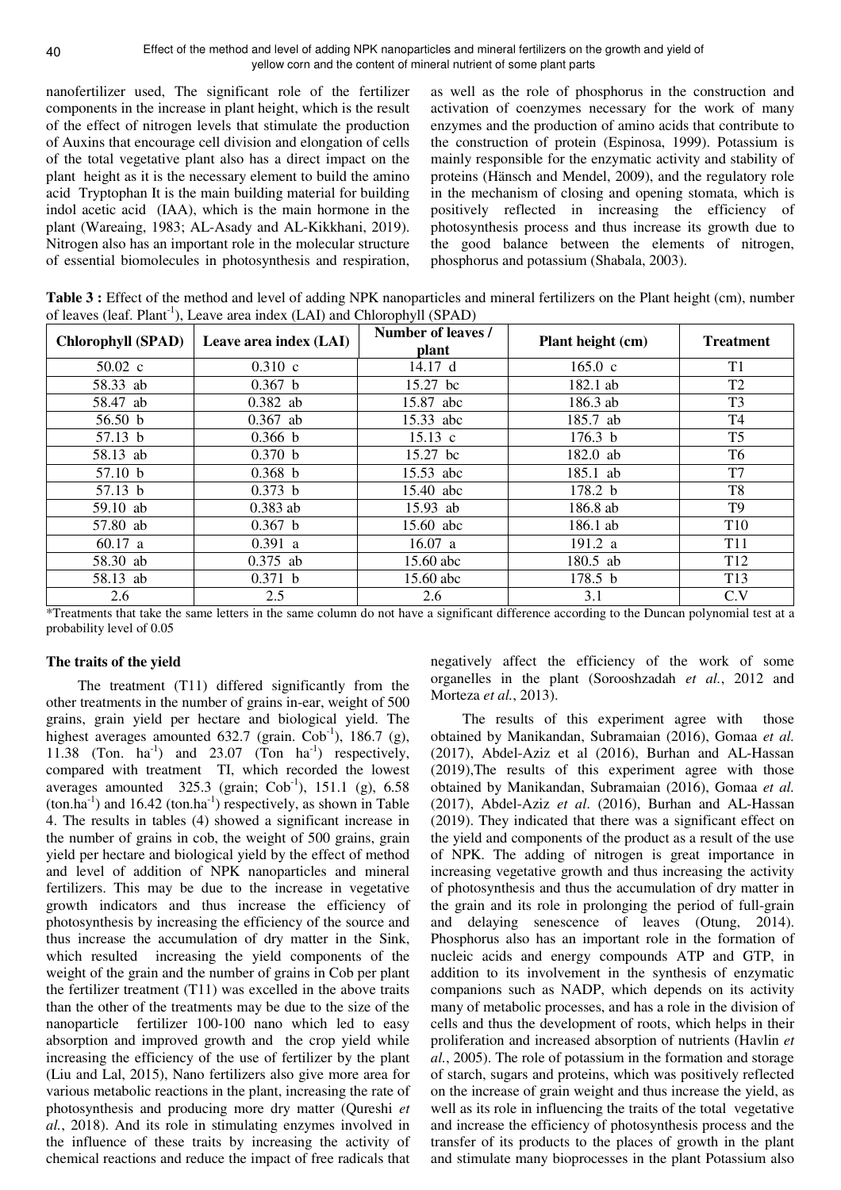nanofertilizer used, The significant role of the fertilizer components in the increase in plant height, which is the result of the effect of nitrogen levels that stimulate the production of Auxins that encourage cell division and elongation of cells of the total vegetative plant also has a direct impact on the plant height as it is the necessary element to build the amino acid Tryptophan It is the main building material for building indol acetic acid (IAA), which is the main hormone in the plant (Wareaing, 1983; AL-Asady and AL-Kikkhani, 2019). Nitrogen also has an important role in the molecular structure of essential biomolecules in photosynthesis and respiration, as well as the role of phosphorus in the construction and activation of coenzymes necessary for the work of many enzymes and the production of amino acids that contribute to the construction of protein (Espinosa, 1999). Potassium is mainly responsible for the enzymatic activity and stability of proteins (Hänsch and Mendel, 2009), and the regulatory role in the mechanism of closing and opening stomata, which is positively reflected in increasing the efficiency of photosynthesis process and thus increase its growth due to the good balance between the elements of nitrogen, phosphorus and potassium (Shabala, 2003).

**Table 3 :** Effect of the method and level of adding NPK nanoparticles and mineral fertilizers on the Plant height (cm), number of leaves (leaf. Plant$^{-1}$), Leave area index (LAI) and Chlorophyll (SPAD)

| Chlorophyll (SPAD) | Leave area index (LAI) | Number of leaves / plant | Plant height (cm) | Treatment |
|---|---|---|---|---|
| 50.02 c | 0.310 c | 14.17 d | 165.0 c | T1 |
| 58.33 ab | 0.367 b | 15.27 bc | 182.1 ab | T2 |
| 58.47 ab | 0.382 ab | 15.87 abc | 186.3 ab | T3 |
| 56.50 b | 0.367 ab | 15.33 abc | 185.7 ab | T4 |
| 57.13 b | 0.366 b | 15.13 c | 176.3 b | T5 |
| 58.13 ab | 0.370 b | 15.27 bc | 182.0 ab | T6 |
| 57.10 b | 0.368 b | 15.53 abc | 185.1 ab | T7 |
| 57.13 b | 0.373 b | 15.40 abc | 178.2 b | T8 |
| 59.10 ab | 0.383 ab | 15.93 ab | 186.8 ab | T9 |
| 57.80 ab | 0.367 b | 15.60 abc | 186.1 ab | T10 |
| 60.17 a | 0.391 a | 16.07 a | 191.2 a | T11 |
| 58.30 ab | 0.375 ab | 15.60 abc | 180.5 ab | T12 |
| 58.13 ab | 0.371 b | 15.60 abc | 178.5 b | T13 |
| 2.6 | 2.5 | 2.6 | 3.1 | C.V |

*Treatments that take the same letters in the same column do not have a significant difference according to the Duncan polynomial test at a probability level of 0.05

### The traits of the yield

The treatment (T11) differed significantly from the other treatments in the number of grains in-ear, weight of 500 grains, grain yield per hectare and biological yield. The highest averages amounted 632.7 (grain. Cob$^{-1}$), 186.7 (g), 11.38 (Ton. ha$^{-1}$) and 23.07 (Ton ha$^{-1}$) respectively, compared with treatment TI, which recorded the lowest averages amounted 325.3 (grain; Cob$^{-1}$), 151.1 (g), 6.58 (ton.ha$^{-1}$) and 16.42 (ton.ha$^{-1}$) respectively, as shown in Table 4. The results in tables (4) showed a significant increase in the number of grains in cob, the weight of 500 grains, grain yield per hectare and biological yield by the effect of method and level of addition of NPK nanoparticles and mineral fertilizers. This may be due to the increase in vegetative growth indicators and thus increase the efficiency of photosynthesis by increasing the efficiency of the source and thus increase the accumulation of dry matter in the Sink, which resulted increasing the yield components of the weight of the grain and the number of grains in Cob per plant the fertilizer treatment (T11) was excelled in the above traits than the other of the treatments may be due to the size of the nanoparticle fertilizer 100-100 nano which led to easy absorption and improved growth and the crop yield while increasing the efficiency of the use of fertilizer by the plant (Liu and Lal, 2015), Nano fertilizers also give more area for various metabolic reactions in the plant, increasing the rate of photosynthesis and producing more dry matter (Qureshi *et al.*, 2018). And its role in stimulating enzymes involved in the influence of these traits by increasing the activity of chemical reactions and reduce the impact of free radicals that negatively affect the efficiency of the work of some organelles in the plant (Sorooshzadah *et al.*, 2012 and Morteza *et al.*, 2013).

The results of this experiment agree with those obtained by Manikandan, Subramaian (2016), Gomaa *et al.* (2017), Abdel-Aziz et al (2016), Burhan and AL-Hassan (2019),The results of this experiment agree with those obtained by Manikandan, Subramaian (2016), Gomaa *et al.* (2017), Abdel-Aziz *et al*. (2016), Burhan and AL-Hassan (2019). They indicated that there was a significant effect on the yield and components of the product as a result of the use of NPK. The adding of nitrogen is great importance in increasing vegetative growth and thus increasing the activity of photosynthesis and thus the accumulation of dry matter in the grain and its role in prolonging the period of full-grain and delaying senescence of leaves (Otung, 2014). Phosphorus also has an important role in the formation of nucleic acids and energy compounds ATP and GTP, in addition to its involvement in the synthesis of enzymatic companions such as NADP, which depends on its activity many of metabolic processes, and has a role in the division of cells and thus the development of roots, which helps in their proliferation and increased absorption of nutrients (Havlin *et al.*, 2005). The role of potassium in the formation and storage of starch, sugars and proteins, which was positively reflected on the increase of grain weight and thus increase the yield, as well as its role in influencing the traits of the total vegetative and increase the efficiency of photosynthesis process and the transfer of its products to the places of growth in the plant and stimulate many bioprocesses in the plant Potassium also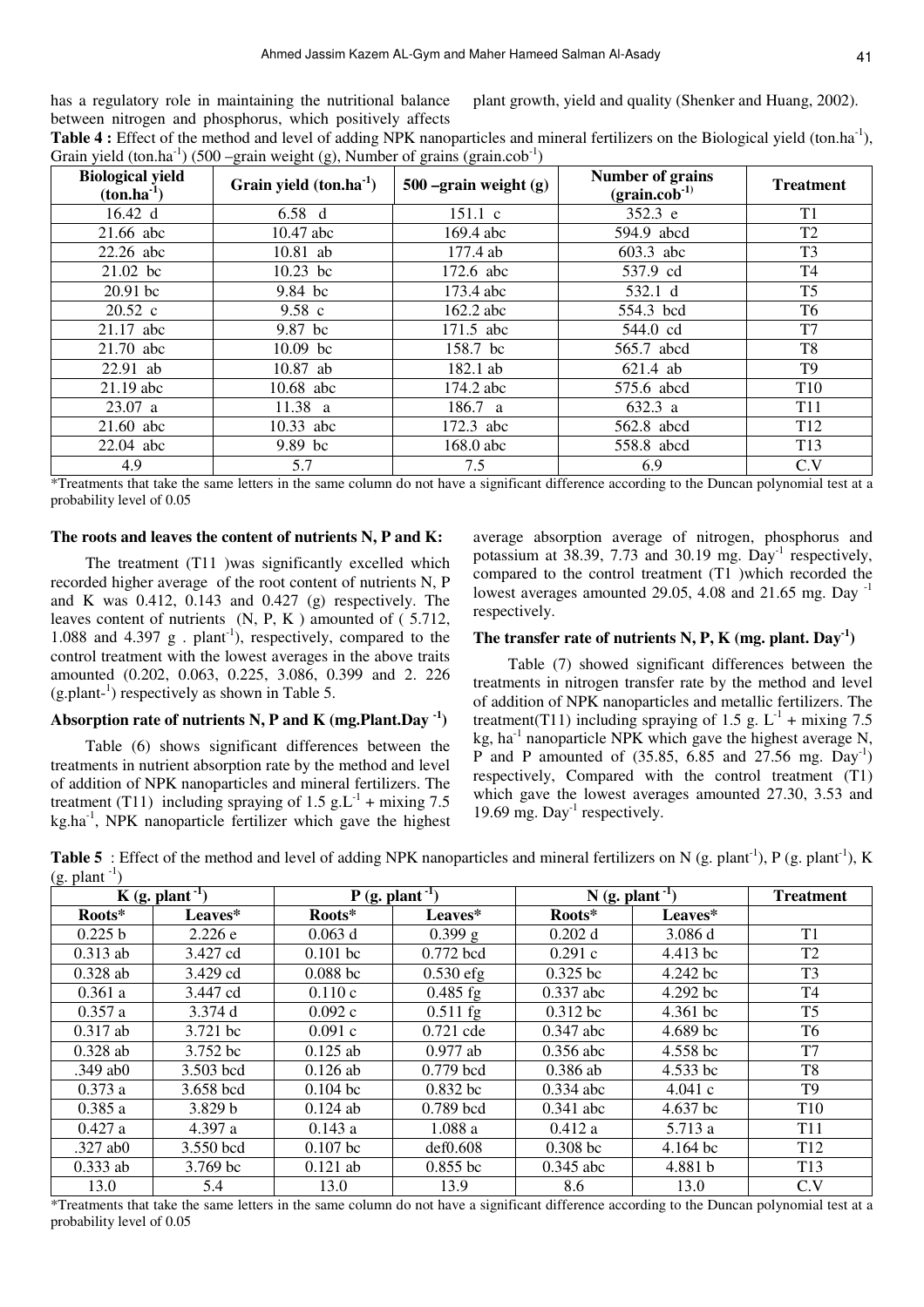has a regulatory role in maintaining the nutritional balance between nitrogen and phosphorus, which positively affects plant growth, yield and quality (Shenker and Huang, 2002).

**Table 4 :** Effect of the method and level of adding NPK nanoparticles and mineral fertilizers on the Biological yield (ton.ha$^{-1}$), Grain yield (ton.ha$^{-1}$) (500 –grain weight (g), Number of grains (grain.cob$^{-1}$)

| Biological yield (ton.ha$^{-1}$) | Grain yield (ton.ha$^{-1}$) | 500 –grain weight (g) | Number of grains (grain.cob$^{-1)}$ | Treatment |
|---|---|---|---|---|
| 16.42 d | 6.58 d | 151.1 c | 352.3 e | T1 |
| 21.66 abc | 10.47 abc | 169.4 abc | 594.9 abcd | T2 |
| 22.26 abc | 10.81 ab | 177.4 ab | 603.3 abc | T3 |
| 21.02 bc | 10.23 bc | 172.6 abc | 537.9 cd | T4 |
| 20.91 bc | 9.84 bc | 173.4 abc | 532.1 d | T5 |
| 20.52 c | 9.58 c | 162.2 abc | 554.3 bcd | T6 |
| 21.17 abc | 9.87 bc | 171.5 abc | 544.0 cd | T7 |
| 21.70 abc | 10.09 bc | 158.7 bc | 565.7 abcd | T8 |
| 22.91 ab | 10.87 ab | 182.1 ab | 621.4 ab | T9 |
| 21.19 abc | 10.68 abc | 174.2 abc | 575.6 abcd | T10 |
| 23.07 a | 11.38 a | 186.7 a | 632.3 a | T11 |
| 21.60 abc | 10.33 abc | 172.3 abc | 562.8 abcd | T12 |
| 22.04 abc | 9.89 bc | 168.0 abc | 558.8 abcd | T13 |
| 4.9 | 5.7 | 7.5 | 6.9 | C.V |

*Treatments that take the same letters in the same column do not have a significant difference according to the Duncan polynomial test at a probability level of 0.05

### The roots and leaves the content of nutrients N, P and K:

The treatment (T11 )was significantly excelled which recorded higher average of the root content of nutrients N, P and K was 0.412, 0.143 and 0.427 (g) respectively. The leaves content of nutrients (N, P, K ) amounted of ( 5.712, 1.088 and 4.397 g . plant$^{-1}$), respectively, compared to the control treatment with the lowest averages in the above traits amounted (0.202, 0.063, 0.225, 3.086, 0.399 and 2. 226 (g.plant-$^{1}$) respectively as shown in Table 5.

### Absorption rate of nutrients N, P and K (mg.Plant.Day $^{-1}$)

Table (6) shows significant differences between the treatments in nutrient absorption rate by the method and level of addition of NPK nanoparticles and mineral fertilizers. The treatment (T11) including spraying of 1.5 g.L$^{-1}$ + mixing 7.5 kg.ha$^{-1}$, NPK nanoparticle fertilizer which gave the highest average absorption average of nitrogen, phosphorus and potassium at 38.39, 7.73 and 30.19 mg. Day$^{-1}$ respectively, compared to the control treatment (T1 )which recorded the lowest averages amounted 29.05, 4.08 and 21.65 mg. Day $^{-1}$ respectively.

### The transfer rate of nutrients N, P, K (mg. plant. Day$^{-1}$)

Table (7) showed significant differences between the treatments in nitrogen transfer rate by the method and level of addition of NPK nanoparticles and metallic fertilizers. The treatment(T11) including spraying of 1.5 g. L$^{-1}$ + mixing 7.5 kg, ha$^{-1}$ nanoparticle NPK which gave the highest average N, P and P amounted of (35.85, 6.85 and 27.56 mg. Day$^{-1}$) respectively, Compared with the control treatment (T1) which gave the lowest averages amounted 27.30, 3.53 and 19.69 mg. Day$^{-1}$ respectively.

**Table 5** : Effect of the method and level of adding NPK nanoparticles and mineral fertilizers on N (g. plant$^{-1}$), P (g. plant$^{-1}$), K (g. plant $^{-1}$)

| K (g. plant $^{-1}$) | | P (g. plant $^{-1}$) | | N (g. plant $^{-1}$) | | Treatment |
|---|---|---|---|---|---|---|
| Roots* | Leaves* | Roots* | Leaves* | Roots* | Leaves* | |
| 0.225 b | 2.226 e | 0.063 d | 0.399 g | 0.202 d | 3.086 d | T1 |
| 0.313 ab | 3.427 cd | 0.101 bc | 0.772 bcd | 0.291 c | 4.413 bc | T2 |
| 0.328 ab | 3.429 cd | 0.088 bc | 0.530 efg | 0.325 bc | 4.242 bc | T3 |
| 0.361 a | 3.447 cd | 0.110 c | 0.485 fg | 0.337 abc | 4.292 bc | T4 |
| 0.357 a | 3.374 d | 0.092 c | 0.511 fg | 0.312 bc | 4.361 bc | T5 |
| 0.317 ab | 3.721 bc | 0.091 c | 0.721 cde | 0.347 abc | 4.689 bc | T6 |
| 0.328 ab | 3.752 bc | 0.125 ab | 0.977 ab | 0.356 abc | 4.558 bc | T7 |
| .349 ab0 | 3.503 bcd | 0.126 ab | 0.779 bcd | 0.386 ab | 4.533 bc | T8 |
| 0.373 a | 3.658 bcd | 0.104 bc | 0.832 bc | 0.334 abc | 4.041 c | T9 |
| 0.385 a | 3.829 b | 0.124 ab | 0.789 bcd | 0.341 abc | 4.637 bc | T10 |
| 0.427 a | 4.397 a | 0.143 a | 1.088 a | 0.412 a | 5.713 a | T11 |
| .327 ab0 | 3.550 bcd | 0.107 bc | def0.608 | 0.308 bc | 4.164 bc | T12 |
| 0.333 ab | 3.769 bc | 0.121 ab | 0.855 bc | 0.345 abc | 4.881 b | T13 |
| 13.0 | 5.4 | 13.0 | 13.9 | 8.6 | 13.0 | C.V |

*Treatments that take the same letters in the same column do not have a significant difference according to the Duncan polynomial test at a probability level of 0.05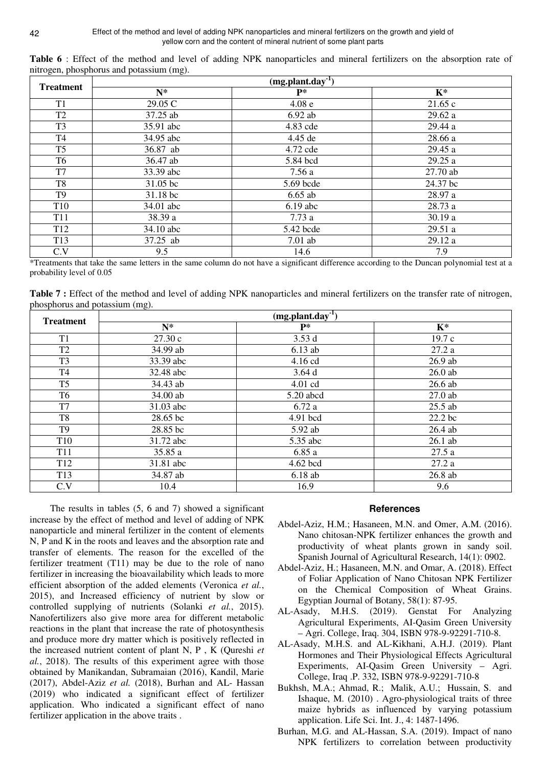**Table 6** : Effect of the method and level of adding NPK nanoparticles and mineral fertilizers on the absorption rate of nitrogen, phosphorus and potassium (mg).

| Treatment | $(mg.plant.day^{-1})$ | | |
|---|---|---|---|
| | N* | P* | K* |
| T1 | 29.05 C | 4.08 e | 21.65 c |
| T2 | 37.25 ab | 6.92 ab | 29.62 a |
| T3 | 35.91 abc | 4.83 cde | 29.44 a |
| T4 | 34.95 abc | 4.45 de | 28.66 a |
| T5 | 36.87 ab | 4.72 cde | 29.45 a |
| T6 | 36.47 ab | 5.84 bcd | 29.25 a |
| T7 | 33.39 abc | 7.56 a | 27.70 ab |
| T8 | 31.05 bc | 5.69 bcde | 24.37 bc |
| T9 | 31.18 bc | 6.65 ab | 28.97 a |
| T10 | 34.01 abc | 6.19 abc | 28.73 a |
| T11 | 38.39 a | 7.73 a | 30.19 a |
| T12 | 34.10 abc | 5.42 bcde | 29.51 a |
| T13 | 37.25 ab | 7.01 ab | 29.12 a |
| C.V | 9.5 | 14.6 | 7.9 |

*Treatments that take the same letters in the same column do not have a significant difference according to the Duncan polynomial test at a probability level of 0.05

**Table 7 :** Effect of the method and level of adding NPK nanoparticles and mineral fertilizers on the transfer rate of nitrogen, phosphorus and potassium (mg).

| Treatment | $(mg.plant.day^{-1})$ | | |
|---|---|---|---|
| | N* | P* | K* |
| T1 | 27.30 c | 3.53 d | 19.7 c |
| T2 | 34.99 ab | 6.13 ab | 27.2 a |
| T3 | 33.39 abc | 4.16 cd | 26.9 ab |
| T4 | 32.48 abc | 3.64 d | 26.0 ab |
| T5 | 34.43 ab | 4.01 cd | 26.6 ab |
| T6 | 34.00 ab | 5.20 abcd | 27.0 ab |
| T7 | 31.03 abc | 6.72 a | 25.5 ab |
| T8 | 28.65 bc | 4.91 bcd | 22.2 bc |
| T9 | 28.85 bc | 5.92 ab | 26.4 ab |
| T10 | 31.72 abc | 5.35 abc | 26.1 ab |
| T11 | 35.85 a | 6.85 a | 27.5 a |
| T12 | 31.81 abc | 4.62 bcd | 27.2 a |
| T13 | 34.87 ab | 6.18 ab | 26.8 ab |
| C.V | 10.4 | 16.9 | 9.6 |

The results in tables (5, 6 and 7) showed a significant increase by the effect of method and level of adding of NPK nanoparticle and mineral fertilizer in the content of elements N, P and K in the roots and leaves and the absorption rate and transfer of elements. The reason for the excelled of the fertilizer treatment (T11) may be due to the role of nano fertilizer in increasing the bioavailability which leads to more efficient absorption of the added elements (Veronica *et al.*, 2015), and Increased efficiency of nutrient by slow or controlled supplying of nutrients (Solanki *et al.*, 2015). Nanofertilizers also give more area for different metabolic reactions in the plant that increase the rate of photosynthesis and produce more dry matter which is positively reflected in the increased nutrient content of plant N, P , K (Qureshi *et al.*, 2018). The results of this experiment agree with those obtained by Manikandan, Subramaian (2016), Kandil, Marie (2017), Abdel-Aziz *et al.* (2018), Burhan and AL- Hassan (2019) who indicated a significant effect of fertilizer application. Who indicated a significant effect of nano fertilizer application in the above traits .

## References

Abdel-Aziz, H.M.; Hasaneen, M.N. and Omer, A.M. (2016). Nano chitosan-NPK fertilizer enhances the growth and productivity of wheat plants grown in sandy soil. Spanish Journal of Agricultural Research, 14(1): 0902.

Abdel-Aziz, H.; Hasaneen, M.N. and Omar, A. (2018). Effect of Foliar Application of Nano Chitosan NPK Fertilizer on the Chemical Composition of Wheat Grains. Egyptian Journal of Botany, 58(1): 87-95.

AL-Asady, M.H.S. (2019). Genstat For Analyzing Agricultural Experiments, AI-Qasim Green University – Agri. College, Iraq. 304, ISBN 978-9-92291-710-8.

AL-Asady, M.H.S. and AL-Kikhani, A.H.J. (2019). Plant Hormones and Their Physiological Effects Agricultural Experiments, AI-Qasim Green University – Agri. College, Iraq .P. 332, ISBN 978-9-92291-710-8

Bukhsh, M.A.; Ahmad, R.; Malik, A.U.; Hussain, S. and Ishaque, M. (2010) . Agro-physiological traits of three maize hybrids as influenced by varying potassium application. Life Sci. Int. J., 4: 1487-1496.

Burhan, M.G. and AL-Hassan, S.A. (2019). Impact of nano NPK fertilizers to correlation between productivity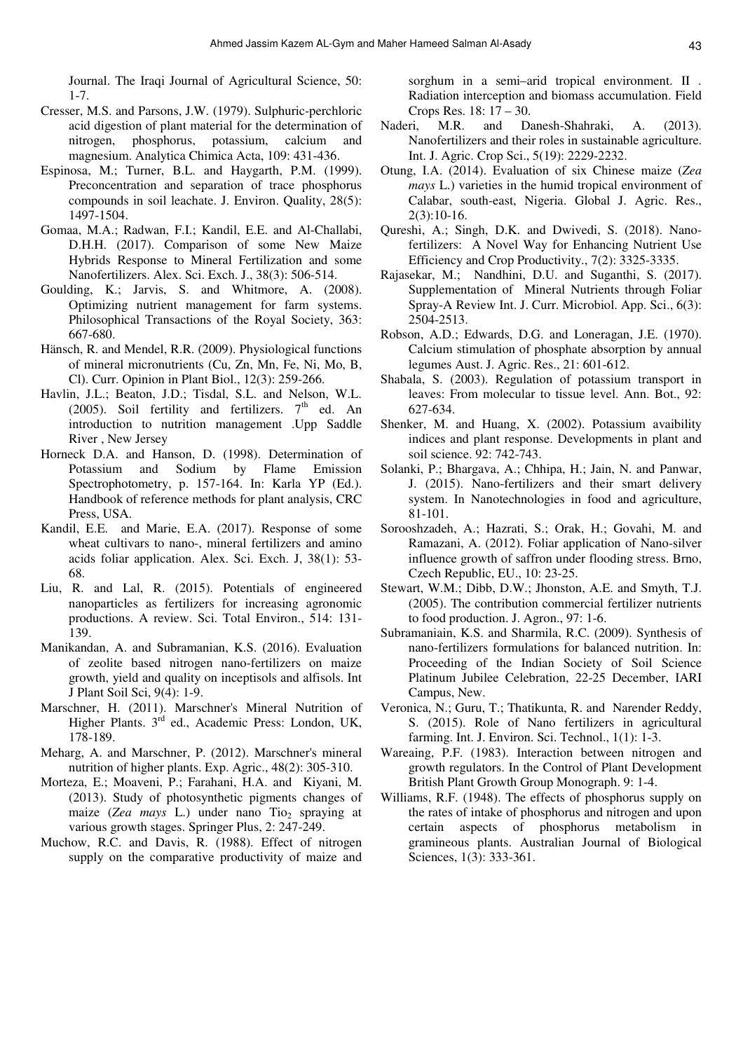Journal. The Iraqi Journal of Agricultural Science, 50: 1-7.

Cresser, M.S. and Parsons, J.W. (1979). Sulphuric-perchloric acid digestion of plant material for the determination of nitrogen, phosphorus, potassium, calcium and magnesium. Analytica Chimica Acta, 109: 431-436.

Espinosa, M.; Turner, B.L. and Haygarth, P.M. (1999). Preconcentration and separation of trace phosphorus compounds in soil leachate. J. Environ. Quality, 28(5): 1497-1504.

Gomaa, M.A.; Radwan, F.I.; Kandil, E.E. and Al-Challabi, D.H.H. (2017). Comparison of some New Maize Hybrids Response to Mineral Fertilization and some Nanofertilizers. Alex. Sci. Exch. J., 38(3): 506-514.

Goulding, K.; Jarvis, S. and Whitmore, A. (2008). Optimizing nutrient management for farm systems. Philosophical Transactions of the Royal Society, 363: 667-680.

Hänsch, R. and Mendel, R.R. (2009). Physiological functions of mineral micronutrients (Cu, Zn, Mn, Fe, Ni, Mo, B, Cl). Curr. Opinion in Plant Biol., 12(3): 259-266.

Havlin, J.L.; Beaton, J.D.; Tisdal, S.L. and Nelson, W.L. (2005). Soil fertility and fertilizers. 7th ed. An introduction to nutrition management .Upp Saddle River , New Jersey

Horneck D.A. and Hanson, D. (1998). Determination of Potassium and Sodium by Flame Emission Spectrophotometry, p. 157-164. In: Karla YP (Ed.). Handbook of reference methods for plant analysis, CRC Press, USA.

Kandil, E.E. and Marie, E.A. (2017). Response of some wheat cultivars to nano-, mineral fertilizers and amino acids foliar application. Alex. Sci. Exch. J, 38(1): 53-68.

Liu, R. and Lal, R. (2015). Potentials of engineered nanoparticles as fertilizers for increasing agronomic productions. A review. Sci. Total Environ., 514: 131-139.

Manikandan, A. and Subramanian, K.S. (2016). Evaluation of zeolite based nitrogen nano-fertilizers on maize growth, yield and quality on inceptisols and alfisols. Int J Plant Soil Sci, 9(4): 1-9.

Marschner, H. (2011). Marschner's Mineral Nutrition of Higher Plants. 3rd ed., Academic Press: London, UK, 178-189.

Meharg, A. and Marschner, P. (2012). Marschner's mineral nutrition of higher plants. Exp. Agric., 48(2): 305-310.

Morteza, E.; Moaveni, P.; Farahani, H.A. and Kiyani, M. (2013). Study of photosynthetic pigments changes of maize (*Zea mays* L.) under nano $Tio_2$ spraying at various growth stages. Springer Plus, 2: 247-249.

Muchow, R.C. and Davis, R. (1988). Effect of nitrogen supply on the comparative productivity of maize and sorghum in a semi–arid tropical environment. II . Radiation interception and biomass accumulation. Field Crops Res. 18: 17 – 30.

Naderi, M.R. and Danesh-Shahraki, A. (2013). Nanofertilizers and their roles in sustainable agriculture. Int. J. Agric. Crop Sci., 5(19): 2229-2232.

Otung, I.A. (2014). Evaluation of six Chinese maize (*Zea mays* L.) varieties in the humid tropical environment of Calabar, south-east, Nigeria. Global J. Agric. Res., 2(3):10-16.

Qureshi, A.; Singh, D.K. and Dwivedi, S. (2018). Nano-fertilizers: A Novel Way for Enhancing Nutrient Use Efficiency and Crop Productivity., 7(2): 3325-3335.

Rajasekar, M.; Nandhini, D.U. and Suganthi, S. (2017). Supplementation of Mineral Nutrients through Foliar Spray-A Review Int. J. Curr. Microbiol. App. Sci., 6(3): 2504-2513.

Robson, A.D.; Edwards, D.G. and Loneragan, J.E. (1970). Calcium stimulation of phosphate absorption by annual legumes Aust. J. Agric. Res., 21: 601-612.

Shabala, S. (2003). Regulation of potassium transport in leaves: From molecular to tissue level. Ann. Bot., 92: 627-634.

Shenker, M. and Huang, X. (2002). Potassium avaibility indices and plant response. Developments in plant and soil science. 92: 742-743.

Solanki, P.; Bhargava, A.; Chhipa, H.; Jain, N. and Panwar, J. (2015). Nano-fertilizers and their smart delivery system. In Nanotechnologies in food and agriculture, 81-101.

Sorooshzadeh, A.; Hazrati, S.; Orak, H.; Govahi, M. and Ramazani, A. (2012). Foliar application of Nano-silver influence growth of saffron under flooding stress. Brno, Czech Republic, EU., 10: 23-25.

Stewart, W.M.; Dibb, D.W.; Jhonston, A.E. and Smyth, T.J. (2005). The contribution commercial fertilizer nutrients to food production. J. Agron., 97: 1-6.

Subramaniain, K.S. and Sharmila, R.C. (2009). Synthesis of nano-fertilizers formulations for balanced nutrition. In: Proceeding of the Indian Society of Soil Science Platinum Jubilee Celebration, 22-25 December, IARI Campus, New.

Veronica, N.; Guru, T.; Thatikunta, R. and Narender Reddy, S. (2015). Role of Nano fertilizers in agricultural farming. Int. J. Environ. Sci. Technol., 1(1): 1-3.

Wareaing, P.F. (1983). Interaction between nitrogen and growth regulators. In the Control of Plant Development British Plant Growth Group Monograph. 9: 1-4.

Williams, R.F. (1948). The effects of phosphorus supply on the rates of intake of phosphorus and nitrogen and upon certain aspects of phosphorus metabolism in gramineous plants. Australian Journal of Biological Sciences, 1(3): 333-361.